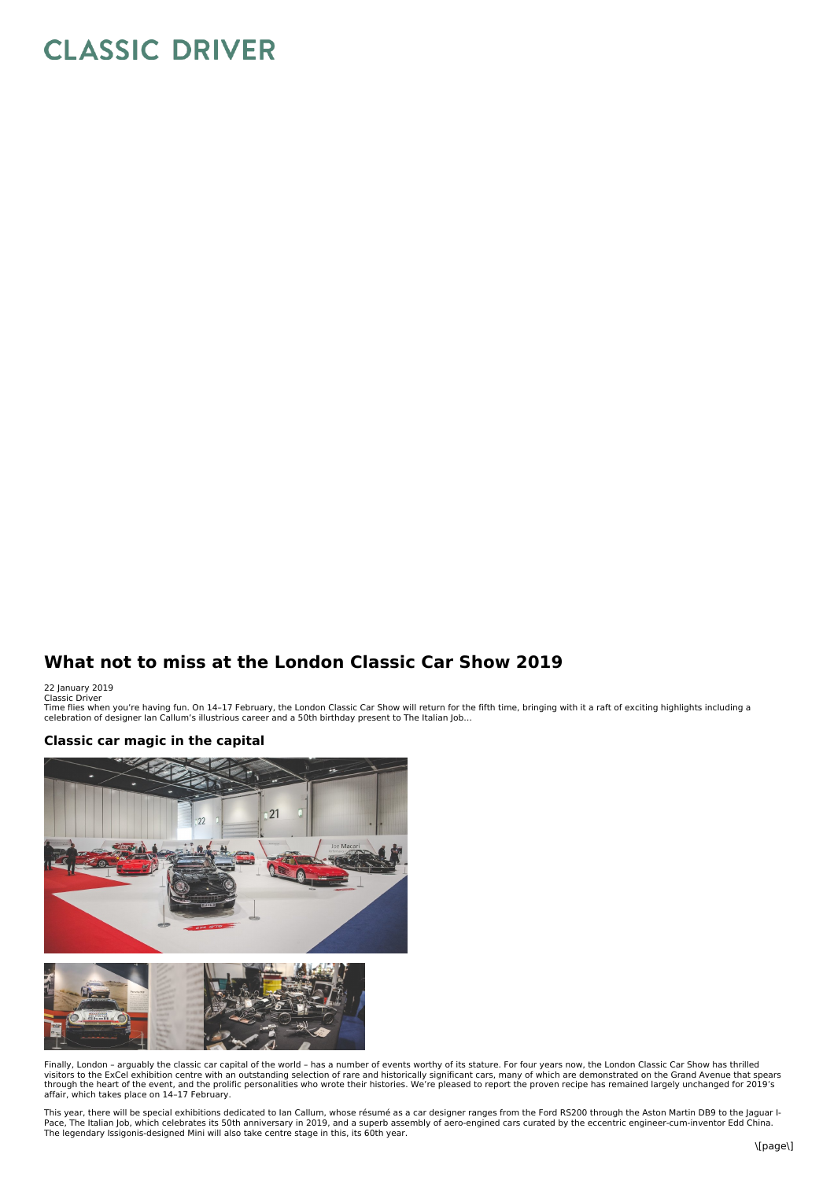# CLASSIC DRIVER

## What not to miss at the London Classic Car Show 2019

22 January 2019
Classic Driver
Time flies when you're having fun. On 14–17 February, the London Classic Car Show will return for the fifth time, bringing with it a raft of exciting highlights including a celebration of designer Ian Callum's illustrious career and a 50th birthday present to The Italian Job...

### Classic car magic in the capital

Finally, London – arguably the classic car capital of the world – has a number of events worthy of its stature. For four years now, the London Classic Car Show has thrilled visitors to the ExCel exhibition centre with an outstanding selection of rare and historically significant cars, many of which are demonstrated on the Grand Avenue that spears through the heart of the event, and the prolific personalities who wrote their histories. We're pleased to report the proven recipe has remained largely unchanged for 2019's affair, which takes place on 14–17 February.

This year, there will be special exhibitions dedicated to Ian Callum, whose résumé as a car designer ranges from the Ford RS200 through the Aston Martin DB9 to the Jaguar I-Pace, The Italian Job, which celebrates its 50th anniversary in 2019, and a superb assembly of aero-engined cars curated by the eccentric engineer-cum-inventor Edd China. The legendary Issigonis-designed Mini will also take centre stage in this, its 60th year.

[page]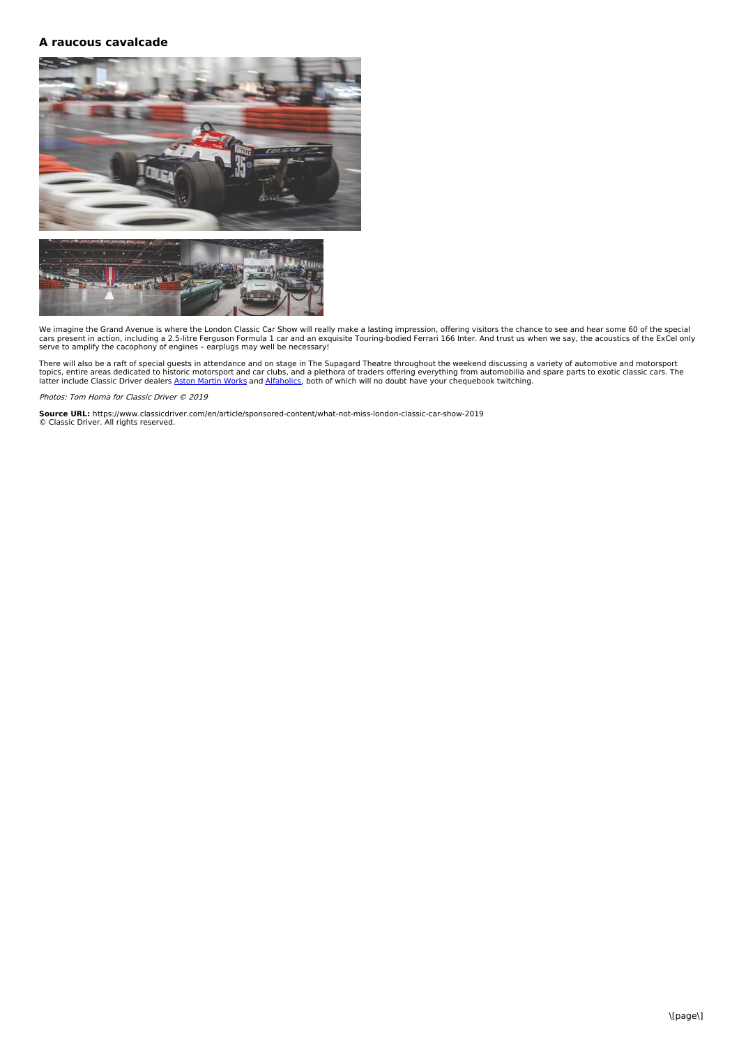### A raucous cavalcade

We imagine the Grand Avenue is where the London Classic Car Show will really make a lasting impression, offering visitors the chance to see and hear some 60 of the special cars present in action, including a 2.5-litre Ferguson Formula 1 car and an exquisite Touring-bodied Ferrari 166 Inter. And trust us when we say, the acoustics of the ExCel only serve to amplify the cacophony of engines – earplugs may well be necessary!

There will also be a raft of special guests in attendance and on stage in The Supagard Theatre throughout the weekend discussing a variety of automotive and motorsport topics, entire areas dedicated to historic motorsport and car clubs, and a plethora of traders offering everything from automobilia and spare parts to exotic classic cars. The latter include Classic Driver dealers Aston Martin Works and Alfaholics, both of which will no doubt have your chequebook twitching.

*Photos: Tom Horna for Classic Driver © 2019*

**Source URL:** https://www.classicdriver.com/en/article/sponsored-content/what-not-miss-london-classic-car-show-2019
© Classic Driver. All rights reserved.